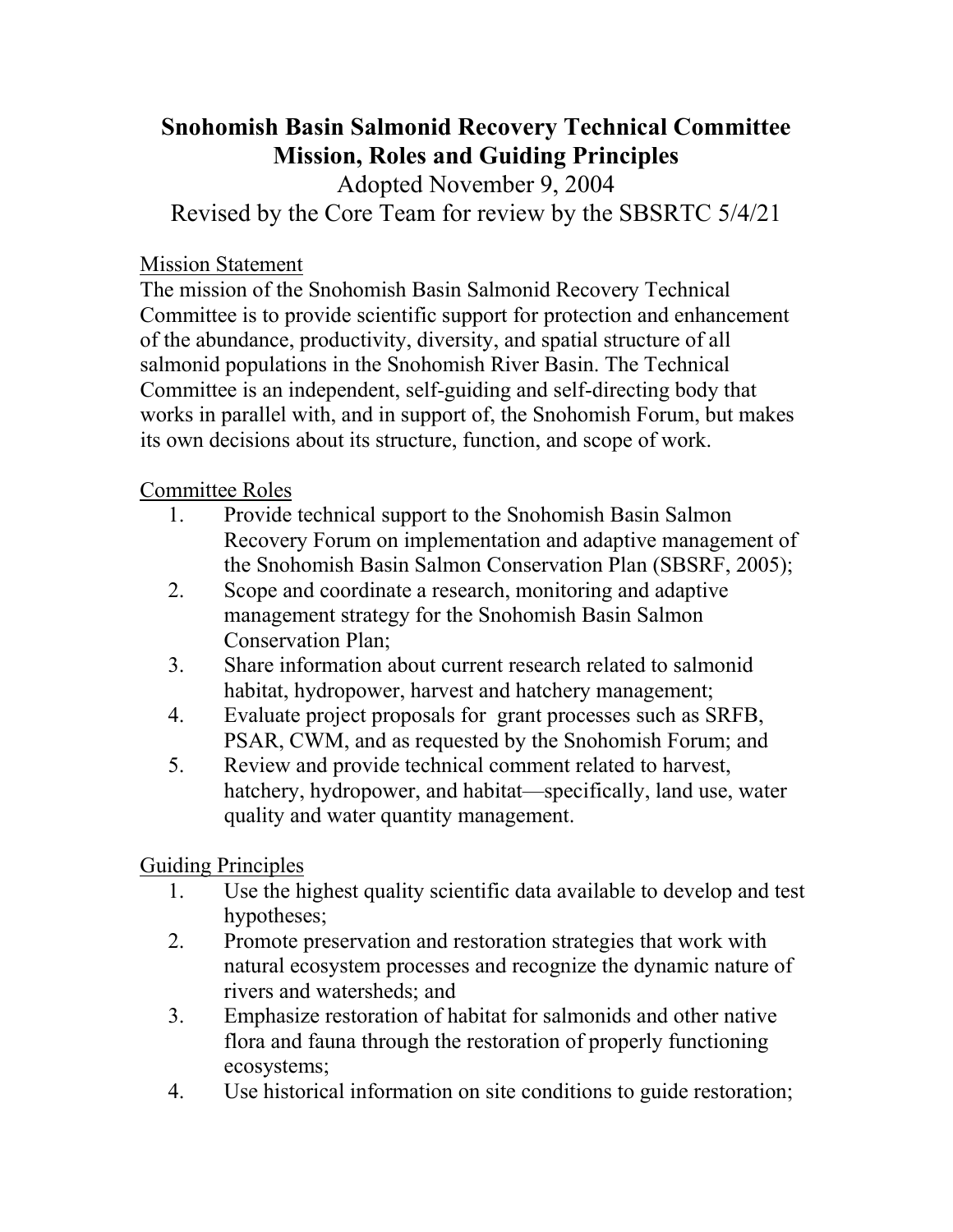# Snohomish Basin Salmonid Recovery Technical Committee Mission, Roles and Guiding Principles

Adopted November 9, 2004

Revised by the Core Team for review by the SBSRTC 5/4/21

## Mission Statement

The mission of the Snohomish Basin Salmonid Recovery Technical Committee is to provide scientific support for protection and enhancement of the abundance, productivity, diversity, and spatial structure of all salmonid populations in the Snohomish River Basin. The Technical Committee is an independent, self-guiding and self-directing body that works in parallel with, and in support of, the Snohomish Forum, but makes its own decisions about its structure, function, and scope of work.

## Committee Roles

1. Provide technical support to the Snohomish Basin Salmon Recovery Forum on implementation and adaptive management of the Snohomish Basin Salmon Conservation Plan (SBSRF, 2005);
2. Scope and coordinate a research, monitoring and adaptive management strategy for the Snohomish Basin Salmon Conservation Plan;
3. Share information about current research related to salmonid habitat, hydropower, harvest and hatchery management;
4. Evaluate project proposals for grant processes such as SRFB, PSAR, CWM, and as requested by the Snohomish Forum; and
5. Review and provide technical comment related to harvest, hatchery, hydropower, and habitat—specifically, land use, water quality and water quantity management.

## Guiding Principles

1. Use the highest quality scientific data available to develop and test hypotheses;
2. Promote preservation and restoration strategies that work with natural ecosystem processes and recognize the dynamic nature of rivers and watersheds; and
3. Emphasize restoration of habitat for salmonids and other native flora and fauna through the restoration of properly functioning ecosystems;
4. Use historical information on site conditions to guide restoration;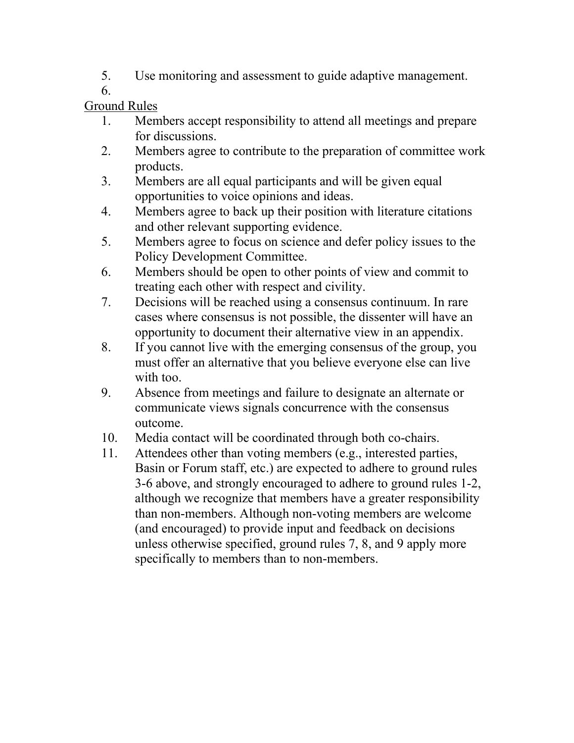5. Use monitoring and assessment to guide adaptive management.
6. 

Ground Rules

1. Members accept responsibility to attend all meetings and prepare for discussions.
2. Members agree to contribute to the preparation of committee work products.
3. Members are all equal participants and will be given equal opportunities to voice opinions and ideas.
4. Members agree to back up their position with literature citations and other relevant supporting evidence.
5. Members agree to focus on science and defer policy issues to the Policy Development Committee.
6. Members should be open to other points of view and commit to treating each other with respect and civility.
7. Decisions will be reached using a consensus continuum. In rare cases where consensus is not possible, the dissenter will have an opportunity to document their alternative view in an appendix.
8. If you cannot live with the emerging consensus of the group, you must offer an alternative that you believe everyone else can live with too.
9. Absence from meetings and failure to designate an alternate or communicate views signals concurrence with the consensus outcome.
10. Media contact will be coordinated through both co-chairs.
11. Attendees other than voting members (e.g., interested parties, Basin or Forum staff, etc.) are expected to adhere to ground rules 3-6 above, and strongly encouraged to adhere to ground rules 1-2, although we recognize that members have a greater responsibility than non-members. Although non-voting members are welcome (and encouraged) to provide input and feedback on decisions unless otherwise specified, ground rules 7, 8, and 9 apply more specifically to members than to non-members.